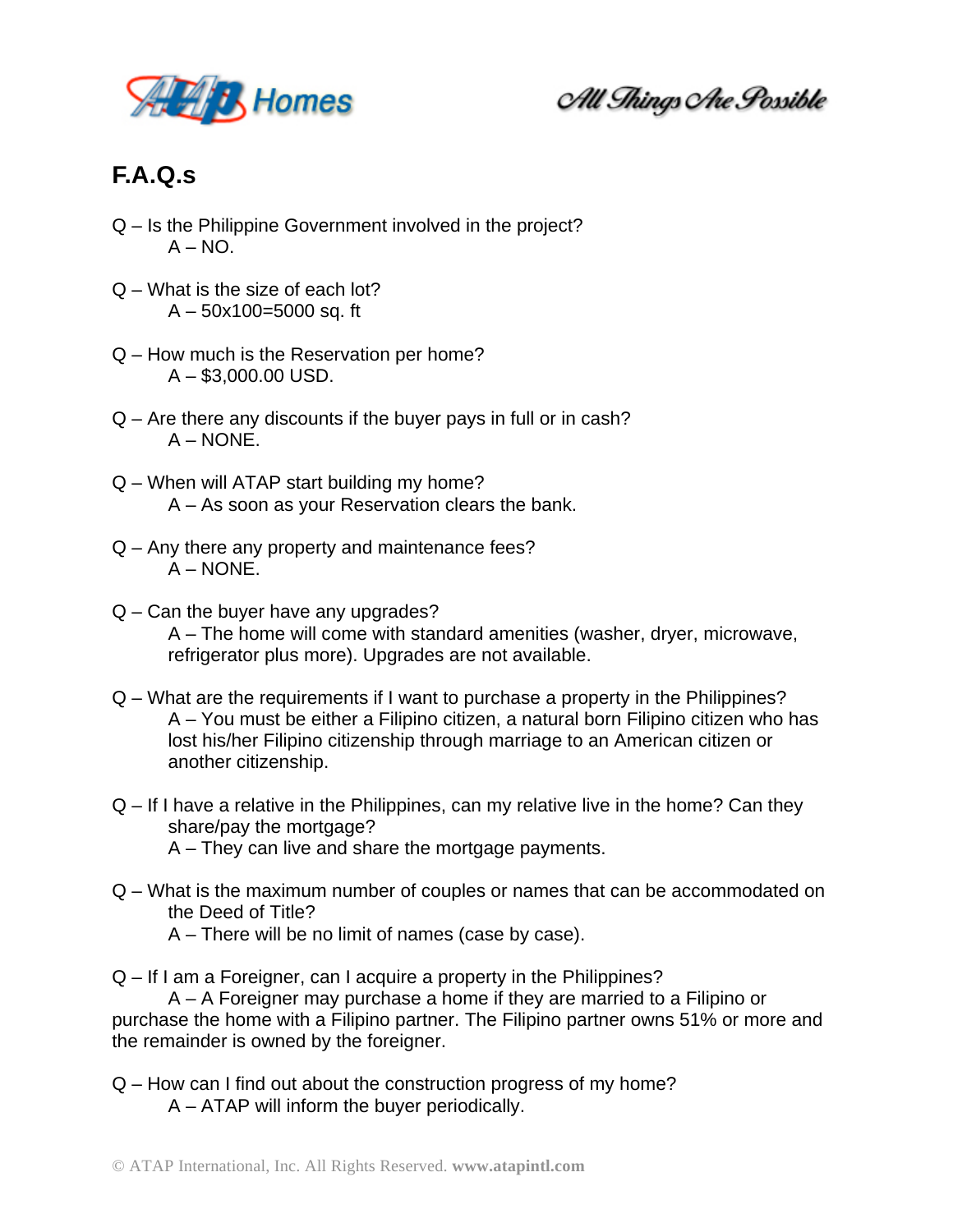# F.A.Q.s

Q – Is the Philippine Government involved in the project?
A – NO.

Q – What is the size of each lot?
A – 50x100=5000 sq. ft

Q – How much is the Reservation per home?
A – $3,000.00 USD.

Q – Are there any discounts if the buyer pays in full or in cash?
A – NONE.

Q – When will ATAP start building my home?
A – As soon as your Reservation clears the bank.

Q – Any there any property and maintenance fees?
A – NONE.

Q – Can the buyer have any upgrades?
A – The home will come with standard amenities (washer, dryer, microwave, refrigerator plus more). Upgrades are not available.

Q – What are the requirements if I want to purchase a property in the Philippines?
A – You must be either a Filipino citizen, a natural born Filipino citizen who has lost his/her Filipino citizenship through marriage to an American citizen or another citizenship.

Q – If I have a relative in the Philippines, can my relative live in the home? Can they share/pay the mortgage?
A – They can live and share the mortgage payments.

Q – What is the maximum number of couples or names that can be accommodated on the Deed of Title?
A – There will be no limit of names (case by case).

Q – If I am a Foreigner, can I acquire a property in the Philippines?
A – A Foreigner may purchase a home if they are married to a Filipino or purchase the home with a Filipino partner. The Filipino partner owns 51% or more and the remainder is owned by the foreigner.

Q – How can I find out about the construction progress of my home?
A – ATAP will inform the buyer periodically.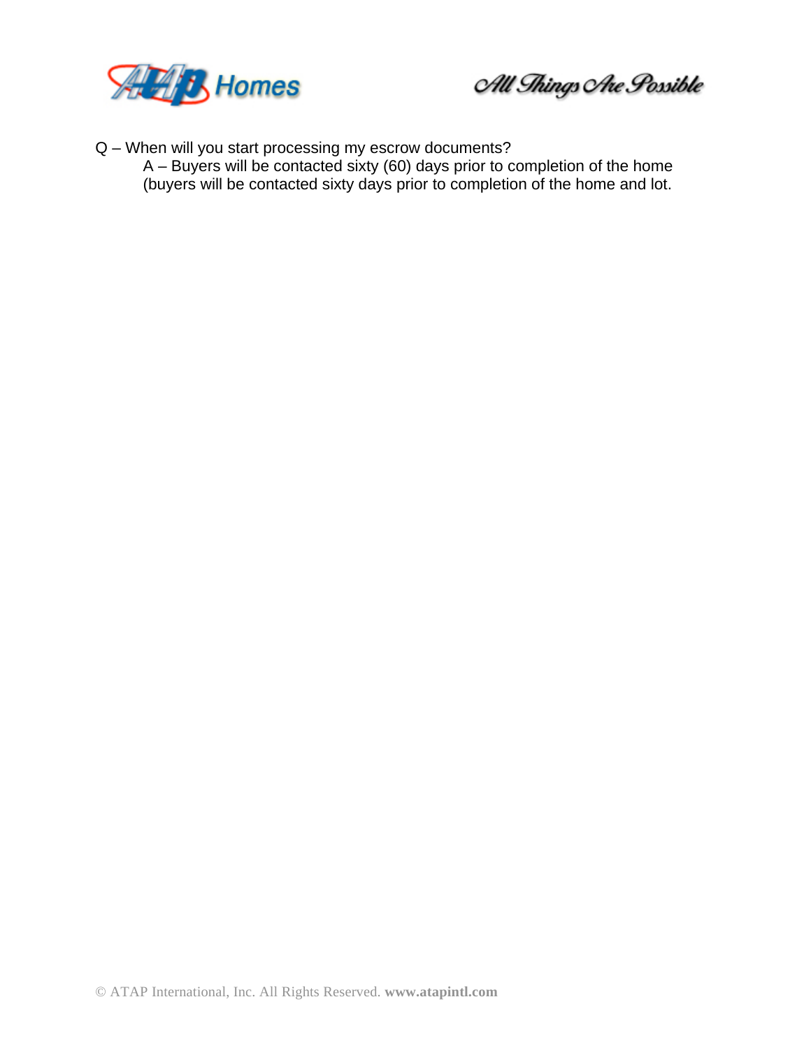Q – When will you start processing my escrow documents?

A – Buyers will be contacted sixty (60) days prior to completion of the home (buyers will be contacted sixty days prior to completion of the home and lot.